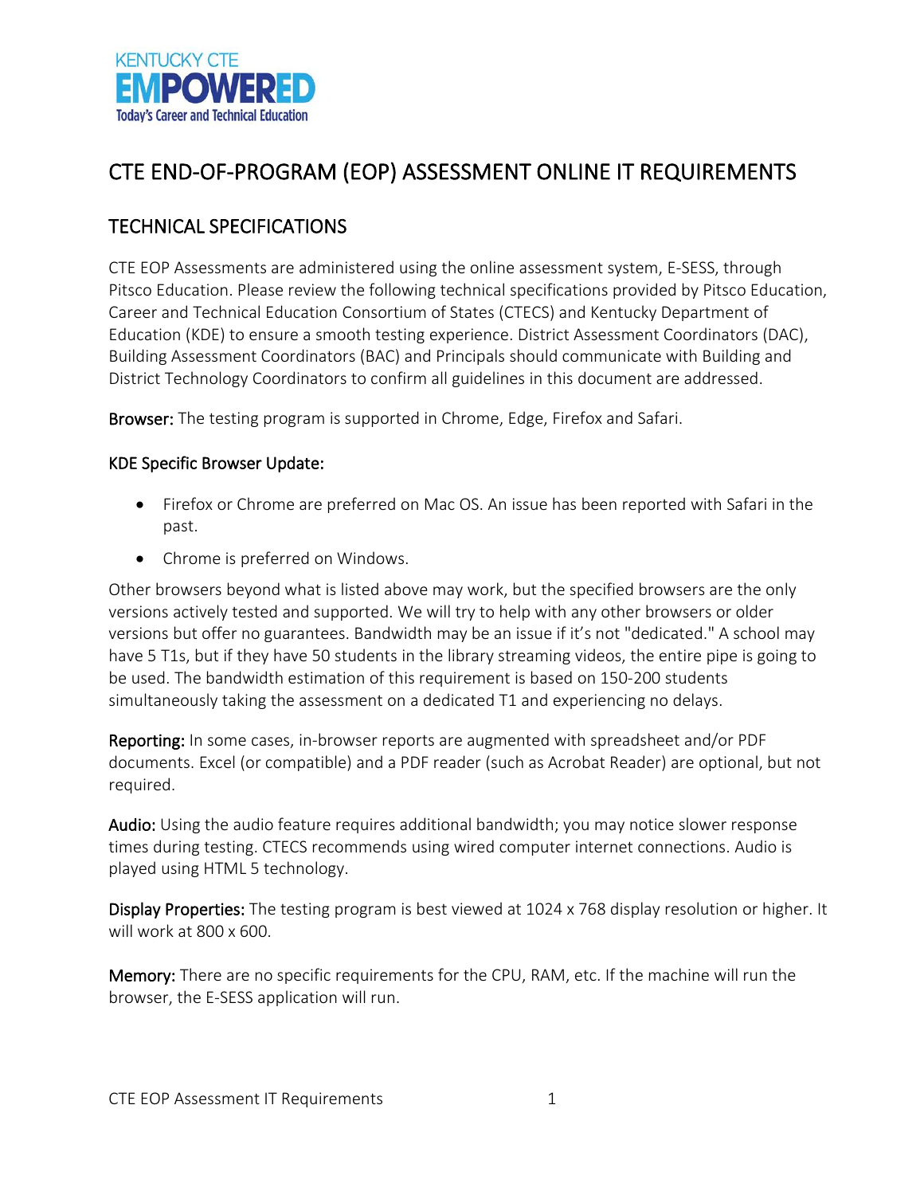KENTUCKY CTE
**EMPOWERED**
Today's Career and Technical Education

# CTE END-OF-PROGRAM (EOP) ASSESSMENT ONLINE IT REQUIREMENTS

## TECHNICAL SPECIFICATIONS

CTE EOP Assessments are administered using the online assessment system, E-SESS, through Pitsco Education. Please review the following technical specifications provided by Pitsco Education, Career and Technical Education Consortium of States (CTECS) and Kentucky Department of Education (KDE) to ensure a smooth testing experience. District Assessment Coordinators (DAC), Building Assessment Coordinators (BAC) and Principals should communicate with Building and District Technology Coordinators to confirm all guidelines in this document are addressed.

**Browser:** The testing program is supported in Chrome, Edge, Firefox and Safari.

**KDE Specific Browser Update:**

- Firefox or Chrome are preferred on Mac OS. An issue has been reported with Safari in the past.
- Chrome is preferred on Windows.

Other browsers beyond what is listed above may work, but the specified browsers are the only versions actively tested and supported. We will try to help with any other browsers or older versions but offer no guarantees. Bandwidth may be an issue if it's not "dedicated." A school may have 5 T1s, but if they have 50 students in the library streaming videos, the entire pipe is going to be used. The bandwidth estimation of this requirement is based on 150-200 students simultaneously taking the assessment on a dedicated T1 and experiencing no delays.

**Reporting:** In some cases, in-browser reports are augmented with spreadsheet and/or PDF documents. Excel (or compatible) and a PDF reader (such as Acrobat Reader) are optional, but not required.

**Audio:** Using the audio feature requires additional bandwidth; you may notice slower response times during testing. CTECS recommends using wired computer internet connections. Audio is played using HTML 5 technology.

**Display Properties:** The testing program is best viewed at 1024 x 768 display resolution or higher. It will work at 800 x 600.

**Memory:** There are no specific requirements for the CPU, RAM, etc. If the machine will run the browser, the E-SESS application will run.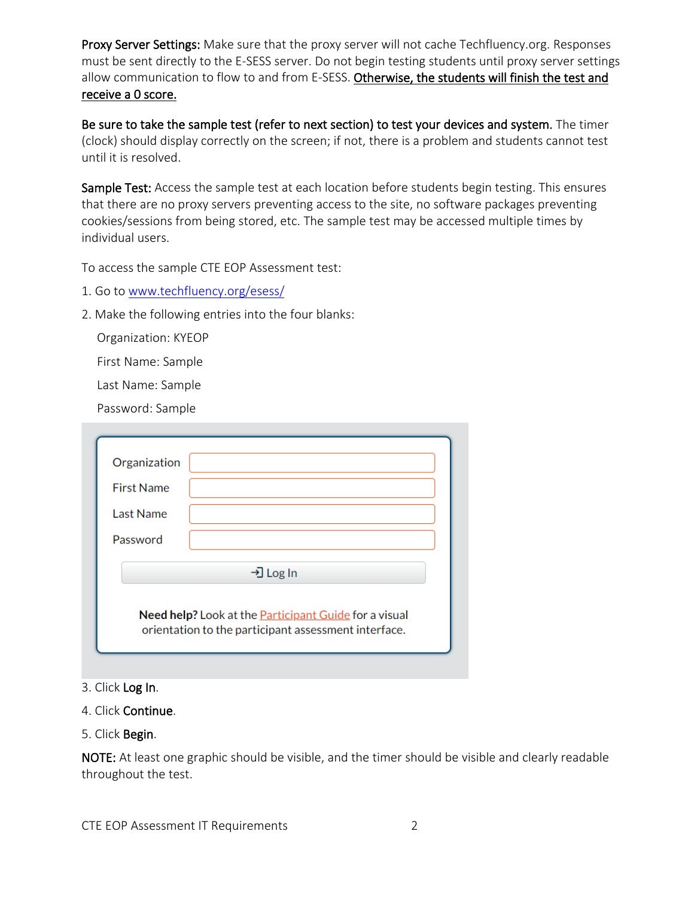**Proxy Server Settings:** Make sure that the proxy server will not cache Techfluency.org. Responses must be sent directly to the E-SESS server. Do not begin testing students until proxy server settings allow communication to flow to and from E-SESS. Otherwise, the students will finish the test and receive a 0 score.

**Be sure to take the sample test (refer to next section) to test your devices and system.** The timer (clock) should display correctly on the screen; if not, there is a problem and students cannot test until it is resolved.

**Sample Test:** Access the sample test at each location before students begin testing. This ensures that there are no proxy servers preventing access to the site, no software packages preventing cookies/sessions from being stored, etc. The sample test may be accessed multiple times by individual users.

To access the sample CTE EOP Assessment test:

1. Go to www.techfluency.org/esess/
2. Make the following entries into the four blanks:

   Organization: KYEOP

   First Name: Sample

   Last Name: Sample

   Password: Sample

Organization

First Name

Last Name

Password

Log In

**Need help?** Look at the Participant Guide for a visual orientation to the participant assessment interface.

3. Click **Log In**.
4. Click **Continue**.
5. Click **Begin**.

**NOTE:** At least one graphic should be visible, and the timer should be visible and clearly readable throughout the test.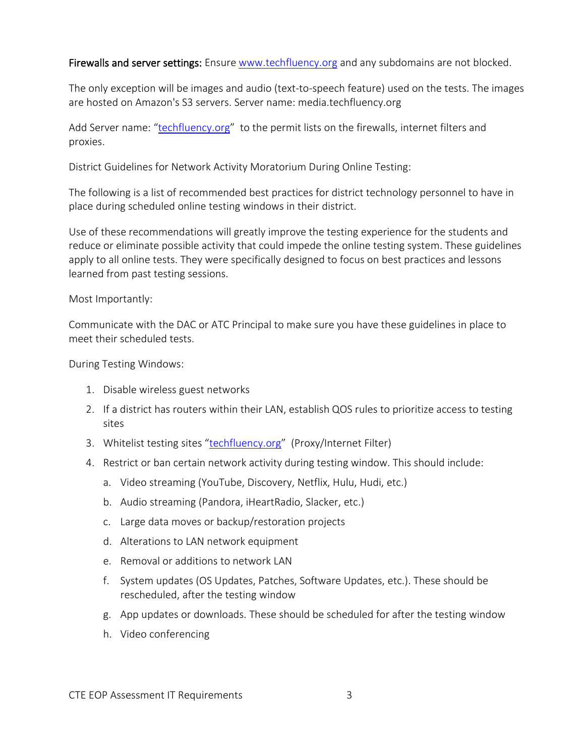**Firewalls and server settings:** Ensure [www.techfluency.org](http://www.techfluency.org) and any subdomains are not blocked.

The only exception will be images and audio (text-to-speech feature) used on the tests. The images are hosted on Amazon's S3 servers. Server name: media.techfluency.org

Add Server name: "[techfluency.org](http://techfluency.org)" to the permit lists on the firewalls, internet filters and proxies.

District Guidelines for Network Activity Moratorium During Online Testing:

The following is a list of recommended best practices for district technology personnel to have in place during scheduled online testing windows in their district.

Use of these recommendations will greatly improve the testing experience for the students and reduce or eliminate possible activity that could impede the online testing system. These guidelines apply to all online tests. They were specifically designed to focus on best practices and lessons learned from past testing sessions.

Most Importantly:

Communicate with the DAC or ATC Principal to make sure you have these guidelines in place to meet their scheduled tests.

During Testing Windows:

1. Disable wireless guest networks
2. If a district has routers within their LAN, establish QOS rules to prioritize access to testing sites
3. Whitelist testing sites "[techfluency.org](http://techfluency.org)" (Proxy/Internet Filter)
4. Restrict or ban certain network activity during testing window. This should include:
    a. Video streaming (YouTube, Discovery, Netflix, Hulu, Hudi, etc.)
    b. Audio streaming (Pandora, iHeartRadio, Slacker, etc.)
    c. Large data moves or backup/restoration projects
    d. Alterations to LAN network equipment
    e. Removal or additions to network LAN
    f. System updates (OS Updates, Patches, Software Updates, etc.). These should be rescheduled, after the testing window
    g. App updates or downloads. These should be scheduled for after the testing window
    h. Video conferencing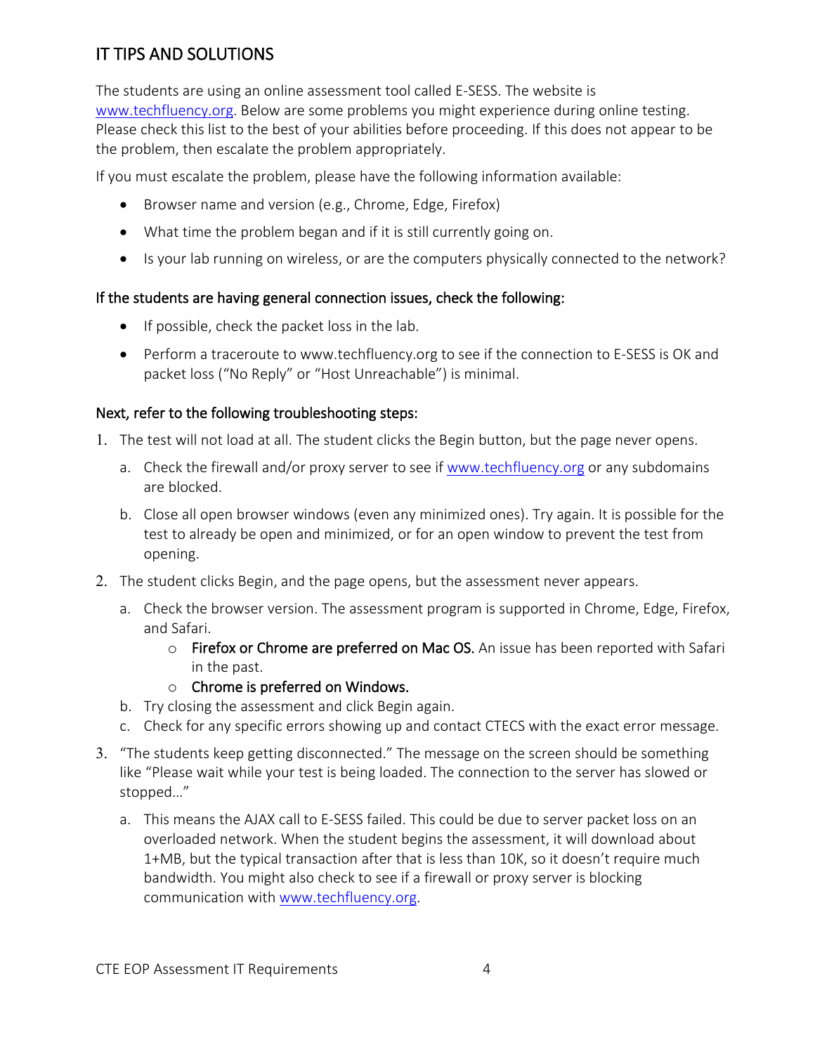## IT TIPS AND SOLUTIONS

The students are using an online assessment tool called E-SESS. The website is www.techfluency.org. Below are some problems you might experience during online testing. Please check this list to the best of your abilities before proceeding. If this does not appear to be the problem, then escalate the problem appropriately.

If you must escalate the problem, please have the following information available:

- Browser name and version (e.g., Chrome, Edge, Firefox)
- What time the problem began and if it is still currently going on.
- Is your lab running on wireless, or are the computers physically connected to the network?

### If the students are having general connection issues, check the following:

- If possible, check the packet loss in the lab.
- Perform a traceroute to www.techfluency.org to see if the connection to E-SESS is OK and packet loss ("No Reply" or "Host Unreachable") is minimal.

### Next, refer to the following troubleshooting steps:

1. The test will not load at all. The student clicks the Begin button, but the page never opens.
   a. Check the firewall and/or proxy server to see if www.techfluency.org or any subdomains are blocked.
   b. Close all open browser windows (even any minimized ones). Try again. It is possible for the test to already be open and minimized, or for an open window to prevent the test from opening.
2. The student clicks Begin, and the page opens, but the assessment never appears.
   a. Check the browser version. The assessment program is supported in Chrome, Edge, Firefox, and Safari.
      - Firefox or Chrome are preferred on Mac OS. An issue has been reported with Safari in the past.
      - Chrome is preferred on Windows.
   b. Try closing the assessment and click Begin again.
   c. Check for any specific errors showing up and contact CTECS with the exact error message.
3. "The students keep getting disconnected." The message on the screen should be something like "Please wait while your test is being loaded. The connection to the server has slowed or stopped…"
   a. This means the AJAX call to E-SESS failed. This could be due to server packet loss on an overloaded network. When the student begins the assessment, it will download about 1+MB, but the typical transaction after that is less than 10K, so it doesn't require much bandwidth. You might also check to see if a firewall or proxy server is blocking communication with www.techfluency.org.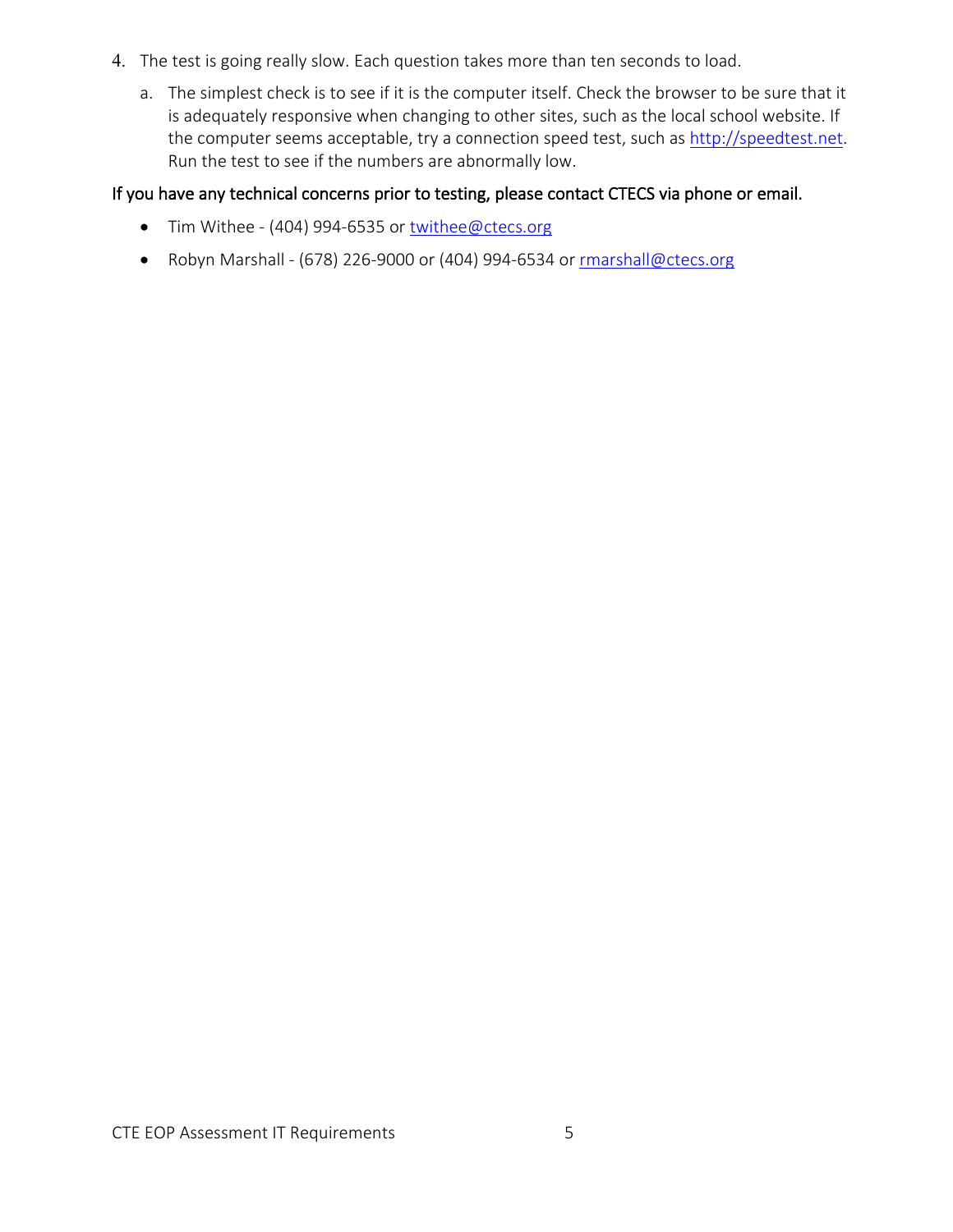4. The test is going really slow. Each question takes more than ten seconds to load.

   a. The simplest check is to see if it is the computer itself. Check the browser to be sure that it is adequately responsive when changing to other sites, such as the local school website. If the computer seems acceptable, try a connection speed test, such as http://speedtest.net. Run the test to see if the numbers are abnormally low.

If you have any technical concerns prior to testing, please contact CTECS via phone or email.

- Tim Withee - (404) 994-6535 or twithee@ctecs.org
- Robyn Marshall - (678) 226-9000 or (404) 994-6534 or rmarshall@ctecs.org